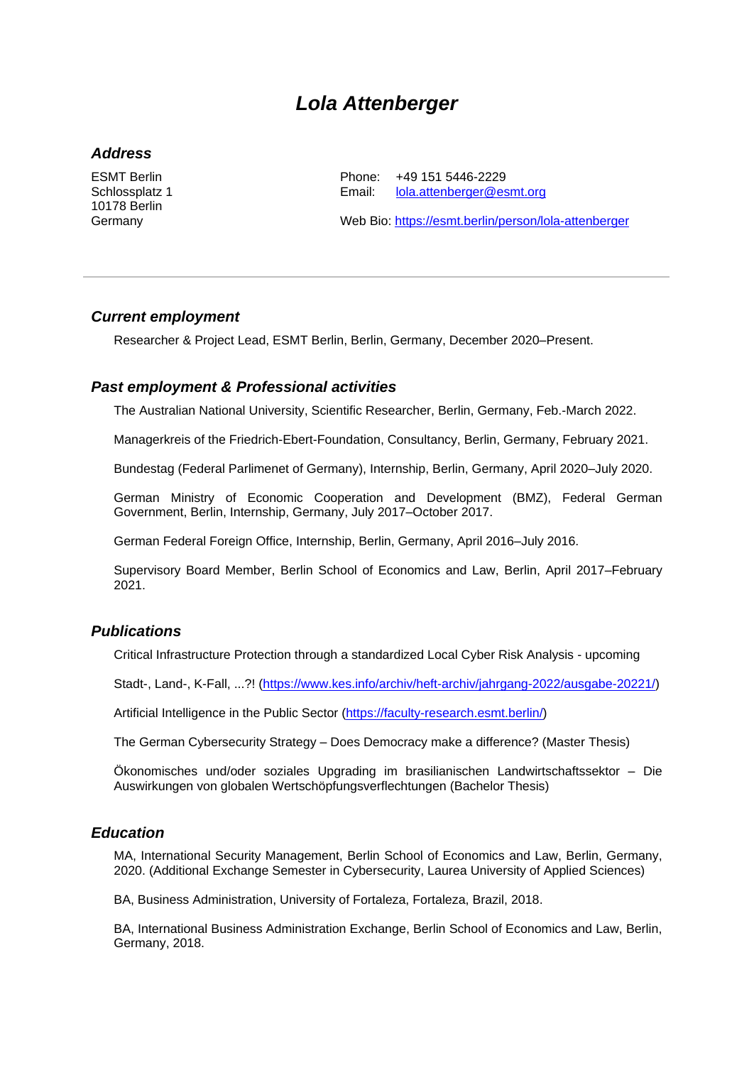# *Lola Attenberger*

## *Address*

ESMT Berlin
Schlossplatz 1
10178 Berlin
Germany

Phone: +49 151 5446-2229
Email: lola.attenberger@esmt.org

Web Bio: https://esmt.berlin/person/lola-attenberger

---

## *Current employment*

Researcher & Project Lead, ESMT Berlin, Berlin, Germany, December 2020–Present.

## *Past employment & Professional activities*

The Australian National University, Scientific Researcher, Berlin, Germany, Feb.-March 2022.

Managerkreis of the Friedrich-Ebert-Foundation, Consultancy, Berlin, Germany, February 2021.

Bundestag (Federal Parlimenet of Germany), Internship, Berlin, Germany, April 2020–July 2020.

German Ministry of Economic Cooperation and Development (BMZ), Federal German Government, Berlin, Internship, Germany, July 2017–October 2017.

German Federal Foreign Office, Internship, Berlin, Germany, April 2016–July 2016.

Supervisory Board Member, Berlin School of Economics and Law, Berlin, April 2017–February 2021.

## *Publications*

Critical Infrastructure Protection through a standardized Local Cyber Risk Analysis - upcoming

Stadt-, Land-, K-Fall, ...?! (https://www.kes.info/archiv/heft-archiv/jahrgang-2022/ausgabe-20221/)

Artificial Intelligence in the Public Sector (https://faculty-research.esmt.berlin/)

The German Cybersecurity Strategy – Does Democracy make a difference? (Master Thesis)

Ökonomisches und/oder soziales Upgrading im brasilianischen Landwirtschaftssektor – Die Auswirkungen von globalen Wertschöpfungsverflechtungen (Bachelor Thesis)

## *Education*

MA, International Security Management, Berlin School of Economics and Law, Berlin, Germany, 2020. (Additional Exchange Semester in Cybersecurity, Laurea University of Applied Sciences)

BA, Business Administration, University of Fortaleza, Fortaleza, Brazil, 2018.

BA, International Business Administration Exchange, Berlin School of Economics and Law, Berlin, Germany, 2018.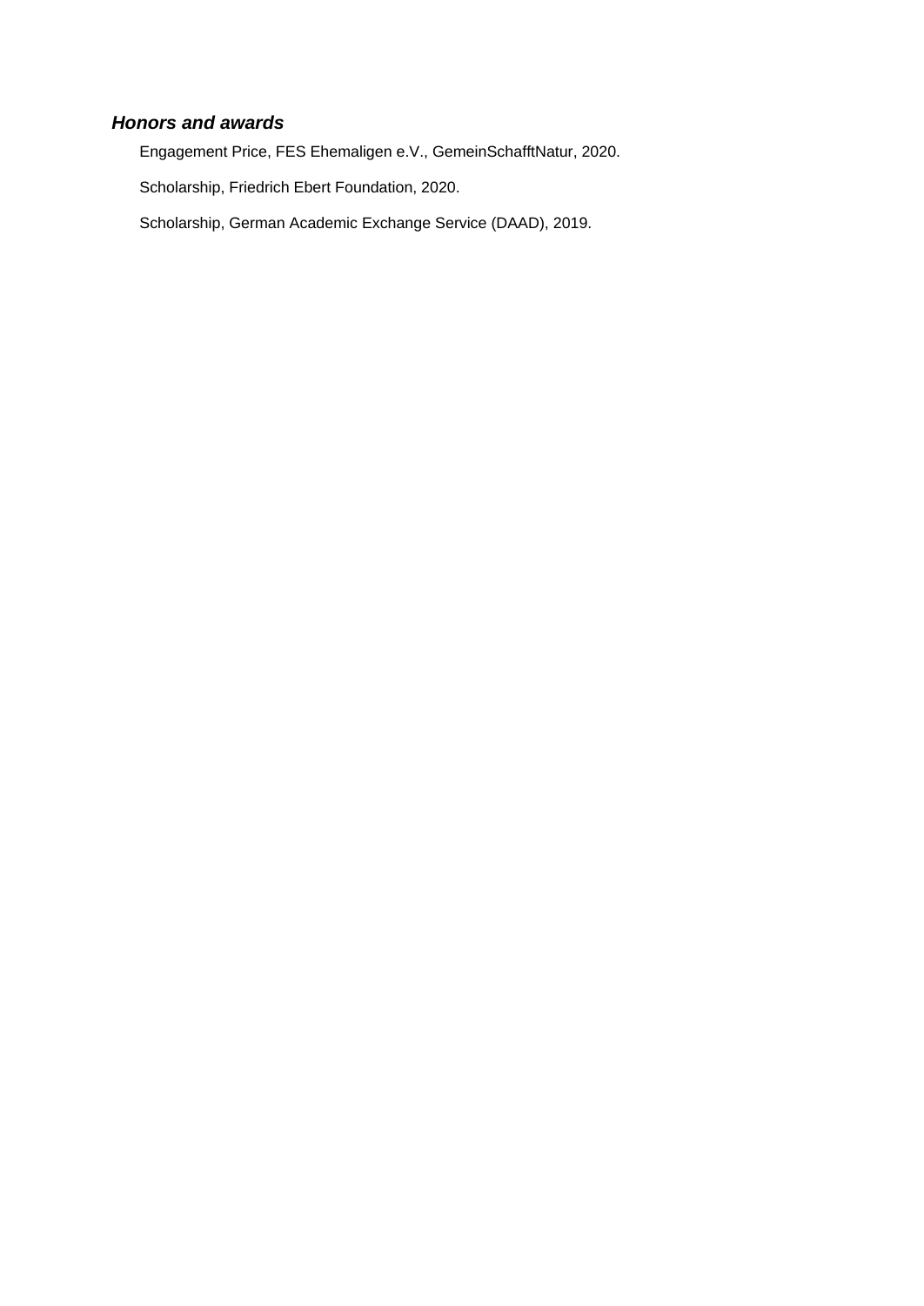### ***Honors and awards***

Engagement Price, FES Ehemaligen e.V., GemeinSchafftNatur, 2020.

Scholarship, Friedrich Ebert Foundation, 2020.

Scholarship, German Academic Exchange Service (DAAD), 2019.